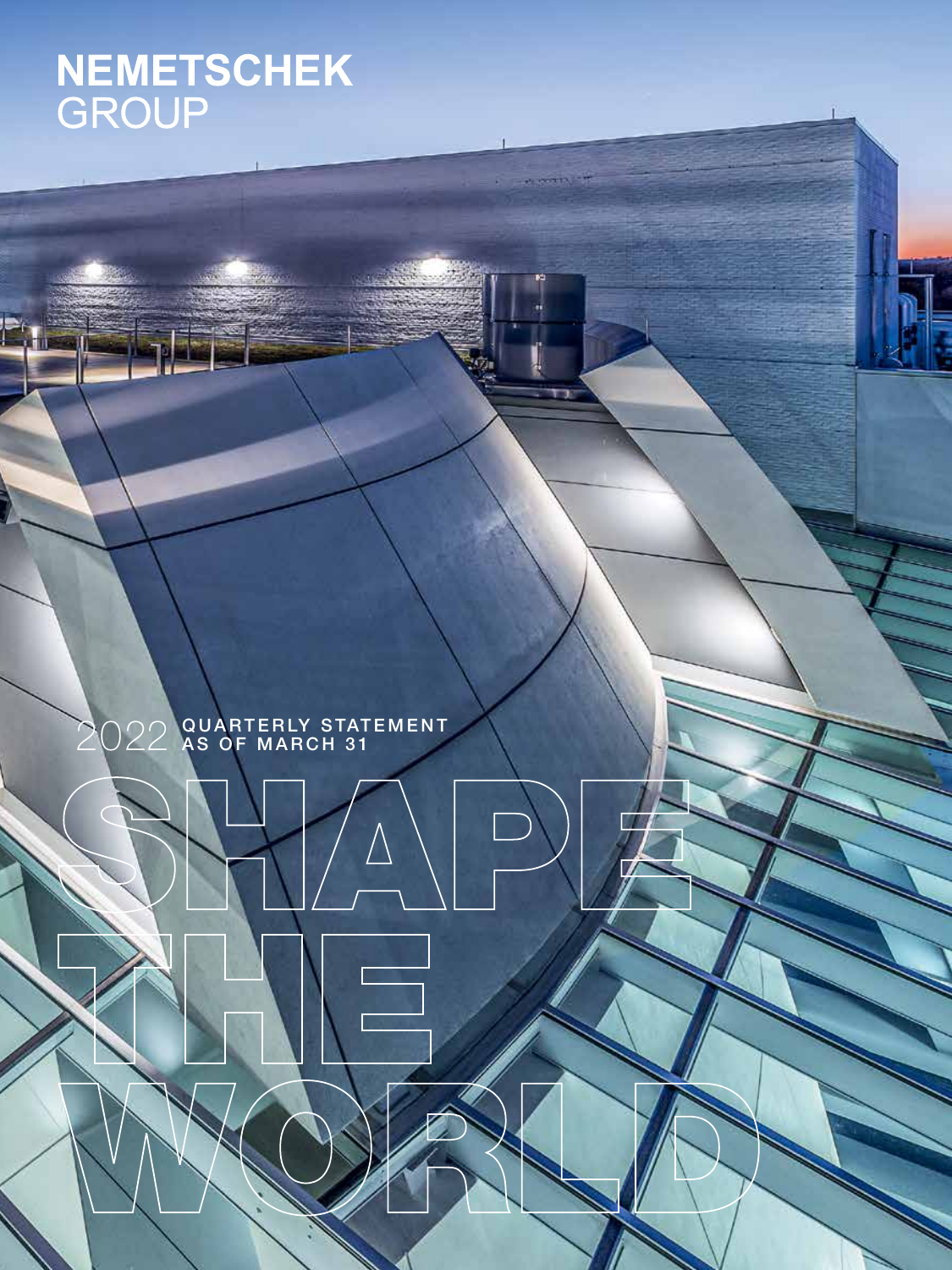# NEMETSCHEK GROUP

2022 QUARTERLY STATEMENT AS OF MARCH 31

SHAPE THE WORLD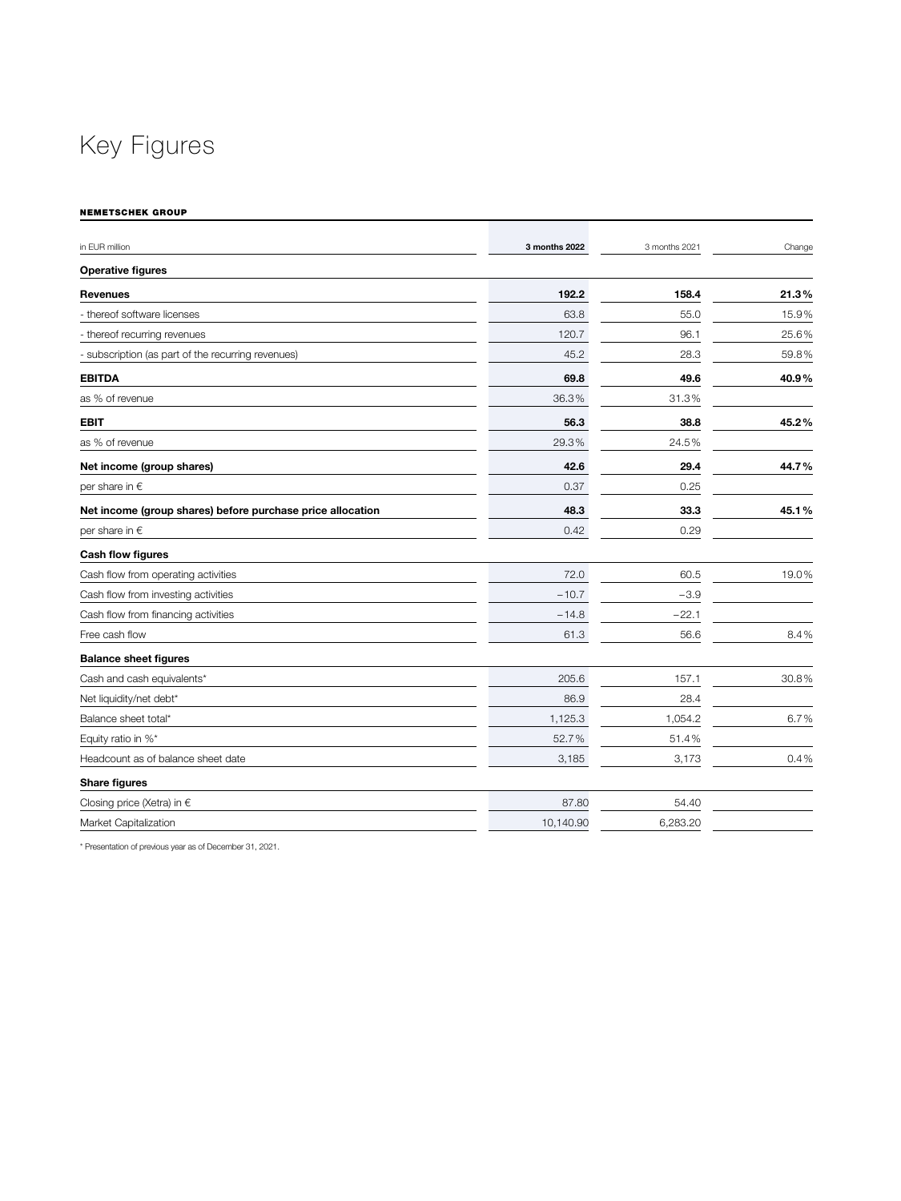# Key Figures

**NEMETSCHEK GROUP**

| in EUR million | **3 months 2022** | 3 months 2021 | Change |
|---|---|---|---|
| **Operative figures** | | | |
| **Revenues** | **192.2** | **158.4** | **21.3%** |
| - thereof software licenses | 63.8 | 55.0 | 15.9% |
| - thereof recurring revenues | 120.7 | 96.1 | 25.6% |
| - subscription (as part of the recurring revenues) | 45.2 | 28.3 | 59.8% |
| **EBITDA** | **69.8** | **49.6** | **40.9%** |
| as % of revenue | 36.3% | 31.3% | |
| **EBIT** | **56.3** | **38.8** | **45.2%** |
| as % of revenue | 29.3% | 24.5% | |
| **Net income (group shares)** | **42.6** | **29.4** | **44.7%** |
| per share in € | 0.37 | 0.25 | |
| **Net income (group shares) before purchase price allocation** | **48.3** | **33.3** | **45.1%** |
| per share in € | 0.42 | 0.29 | |
| **Cash flow figures** | | | |
| Cash flow from operating activities | 72.0 | 60.5 | 19.0% |
| Cash flow from investing activities | −10.7 | −3.9 | |
| Cash flow from financing activities | −14.8 | −22.1 | |
| Free cash flow | 61.3 | 56.6 | 8.4% |
| **Balance sheet figures** | | | |
| Cash and cash equivalents* | 205.6 | 157.1 | 30.8% |
| Net liquidity/net debt* | 86.9 | 28.4 | |
| Balance sheet total* | 1,125.3 | 1,054.2 | 6.7% |
| Equity ratio in %* | 52.7% | 51.4% | |
| Headcount as of balance sheet date | 3,185 | 3,173 | 0.4% |
| **Share figures** | | | |
| Closing price (Xetra) in € | 87.80 | 54.40 | |
| Market Capitalization | 10,140.90 | 6,283.20 | |

* Presentation of previous year as of December 31, 2021.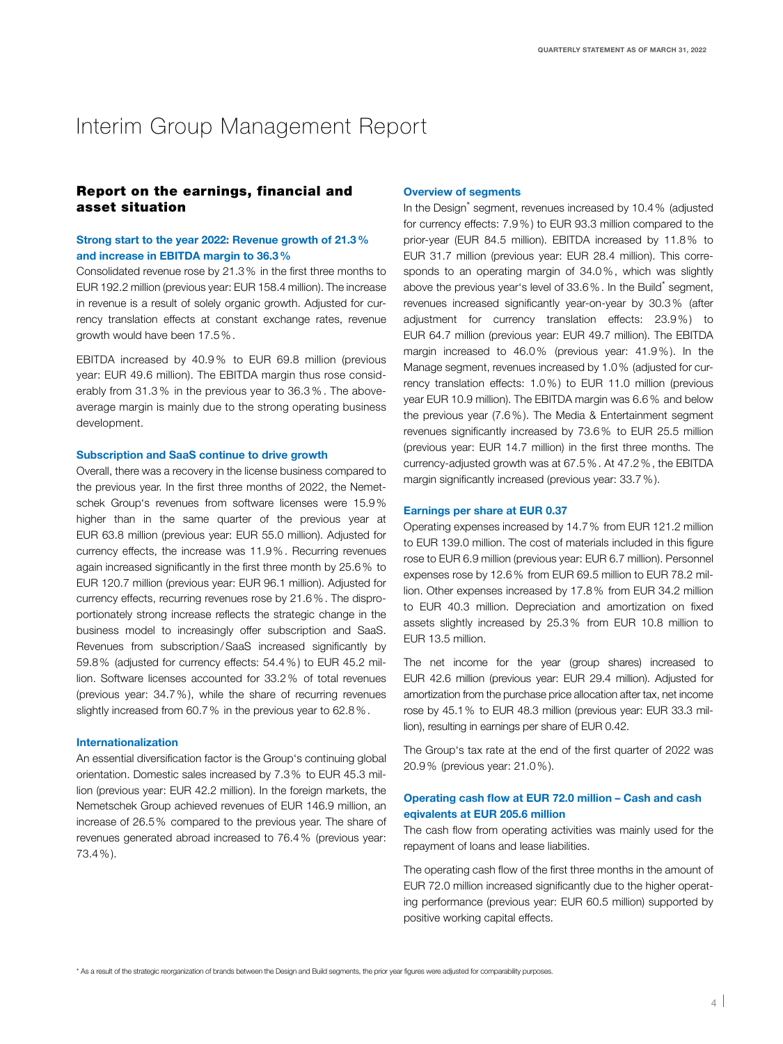# Interim Group Management Report

## Report on the earnings, financial and asset situation

### Strong start to the year 2022: Revenue growth of 21.3 % and increase in EBITDA margin to 36.3 %

Consolidated revenue rose by 21.3 % in the first three months to EUR 192.2 million (previous year: EUR 158.4 million). The increase in revenue is a result of solely organic growth. Adjusted for currency translation effects at constant exchange rates, revenue growth would have been 17.5 %.

EBITDA increased by 40.9 % to EUR 69.8 million (previous year: EUR 49.6 million). The EBITDA margin thus rose considerably from 31.3 % in the previous year to 36.3 %. The above-average margin is mainly due to the strong operating business development.

### Subscription and SaaS continue to drive growth

Overall, there was a recovery in the license business compared to the previous year. In the first three months of 2022, the Nemetschek Group's revenues from software licenses were 15.9 % higher than in the same quarter of the previous year at EUR 63.8 million (previous year: EUR 55.0 million). Adjusted for currency effects, the increase was 11.9 %. Recurring revenues again increased significantly in the first three month by 25.6 % to EUR 120.7 million (previous year: EUR 96.1 million). Adjusted for currency effects, recurring revenues rose by 21.6 %. The disproportionately strong increase reflects the strategic change in the business model to increasingly offer subscription and SaaS. Revenues from subscription/SaaS increased significantly by 59.8 % (adjusted for currency effects: 54.4 %) to EUR 45.2 million. Software licenses accounted for 33.2 % of total revenues (previous year: 34.7 %), while the share of recurring revenues slightly increased from 60.7 % in the previous year to 62.8 %.

### Internationalization

An essential diversification factor is the Group's continuing global orientation. Domestic sales increased by 7.3 % to EUR 45.3 million (previous year: EUR 42.2 million). In the foreign markets, the Nemetschek Group achieved revenues of EUR 146.9 million, an increase of 26.5 % compared to the previous year. The share of revenues generated abroad increased to 76.4 % (previous year: 73.4 %).

### Overview of segments

In the Design* segment, revenues increased by 10.4 % (adjusted for currency effects: 7.9 %) to EUR 93.3 million compared to the prior-year (EUR 84.5 million). EBITDA increased by 11.8 % to EUR 31.7 million (previous year: EUR 28.4 million). This corresponds to an operating margin of 34.0 %, which was slightly above the previous year's level of 33.6 %. In the Build* segment, revenues increased significantly year-on-year by 30.3 % (after adjustment for currency translation effects: 23.9 %) to EUR 64.7 million (previous year: EUR 49.7 million). The EBITDA margin increased to 46.0 % (previous year: 41.9 %). In the Manage segment, revenues increased by 1.0 % (adjusted for currency translation effects: 1.0 %) to EUR 11.0 million (previous year EUR 10.9 million). The EBITDA margin was 6.6 % and below the previous year (7.6 %). The Media & Entertainment segment revenues significantly increased by 73.6 % to EUR 25.5 million (previous year: EUR 14.7 million) in the first three months. The currency-adjusted growth was at 67.5 %. At 47.2 %, the EBITDA margin significantly increased (previous year: 33.7 %).

### Earnings per share at EUR 0.37

Operating expenses increased by 14.7 % from EUR 121.2 million to EUR 139.0 million. The cost of materials included in this figure rose to EUR 6.9 million (previous year: EUR 6.7 million). Personnel expenses rose by 12.6 % from EUR 69.5 million to EUR 78.2 million. Other expenses increased by 17.8 % from EUR 34.2 million to EUR 40.3 million. Depreciation and amortization on fixed assets slightly increased by 25.3 % from EUR 10.8 million to EUR 13.5 million.

The net income for the year (group shares) increased to EUR 42.6 million (previous year: EUR 29.4 million). Adjusted for amortization from the purchase price allocation after tax, net income rose by 45.1 % to EUR 48.3 million (previous year: EUR 33.3 million), resulting in earnings per share of EUR 0.42.

The Group's tax rate at the end of the first quarter of 2022 was 20.9 % (previous year: 21.0 %).

### Operating cash flow at EUR 72.0 million – Cash and cash eqivalents at EUR 205.6 million

The cash flow from operating activities was mainly used for the repayment of loans and lease liabilities.

The operating cash flow of the first three months in the amount of EUR 72.0 million increased significantly due to the higher operating performance (previous year: EUR 60.5 million) supported by positive working capital effects.

\* As a result of the strategic reorganization of brands between the Design and Build segments, the prior year figures were adjusted for comparability purposes.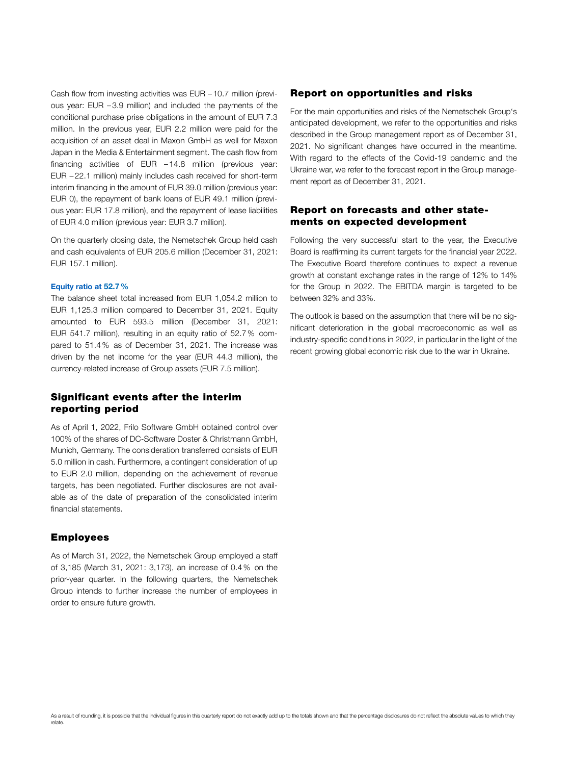Cash flow from investing activities was EUR −10.7 million (previous year: EUR −3.9 million) and included the payments of the conditional purchase prise obligations in the amount of EUR 7.3 million. In the previous year, EUR 2.2 million were paid for the acquisition of an asset deal in Maxon GmbH as well for Maxon Japan in the Media & Entertainment segment. The cash flow from financing activities of EUR −14.8 million (previous year: EUR −22.1 million) mainly includes cash received for short-term interim financing in the amount of EUR 39.0 million (previous year: EUR 0), the repayment of bank loans of EUR 49.1 million (previous year: EUR 17.8 million), and the repayment of lease liabilities of EUR 4.0 million (previous year: EUR 3.7 million).

On the quarterly closing date, the Nemetschek Group held cash and cash equivalents of EUR 205.6 million (December 31, 2021: EUR 157.1 million).

**Equity ratio at 52.7 %**

The balance sheet total increased from EUR 1,054.2 million to EUR 1,125.3 million compared to December 31, 2021. Equity amounted to EUR 593.5 million (December 31, 2021: EUR 541.7 million), resulting in an equity ratio of 52.7 % compared to 51.4 % as of December 31, 2021. The increase was driven by the net income for the year (EUR 44.3 million), the currency-related increase of Group assets (EUR 7.5 million).

## Significant events after the interim reporting period

As of April 1, 2022, Frilo Software GmbH obtained control over 100% of the shares of DC-Software Doster & Christmann GmbH, Munich, Germany. The consideration transferred consists of EUR 5.0 million in cash. Furthermore, a contingent consideration of up to EUR 2.0 million, depending on the achievement of revenue targets, has been negotiated. Further disclosures are not available as of the date of preparation of the consolidated interim financial statements.

## Employees

As of March 31, 2022, the Nemetschek Group employed a staff of 3,185 (March 31, 2021: 3,173), an increase of 0.4 % on the prior-year quarter. In the following quarters, the Nemetschek Group intends to further increase the number of employees in order to ensure future growth.

## Report on opportunities and risks

For the main opportunities and risks of the Nemetschek Group's anticipated development, we refer to the opportunities and risks described in the Group management report as of December 31, 2021. No significant changes have occurred in the meantime. With regard to the effects of the Covid-19 pandemic and the Ukraine war, we refer to the forecast report in the Group management report as of December 31, 2021.

## Report on forecasts and other statements on expected development

Following the very successful start to the year, the Executive Board is reaffirming its current targets for the financial year 2022. The Executive Board therefore continues to expect a revenue growth at constant exchange rates in the range of 12% to 14% for the Group in 2022. The EBITDA margin is targeted to be between 32% and 33%.

The outlook is based on the assumption that there will be no significant deterioration in the global macroeconomic as well as industry-specific conditions in 2022, in particular in the light of the recent growing global economic risk due to the war in Ukraine.

As a result of rounding, it is possible that the individual figures in this quarterly report do not exactly add up to the totals shown and that the percentage disclosures do not reflect the absolute values to which they relate.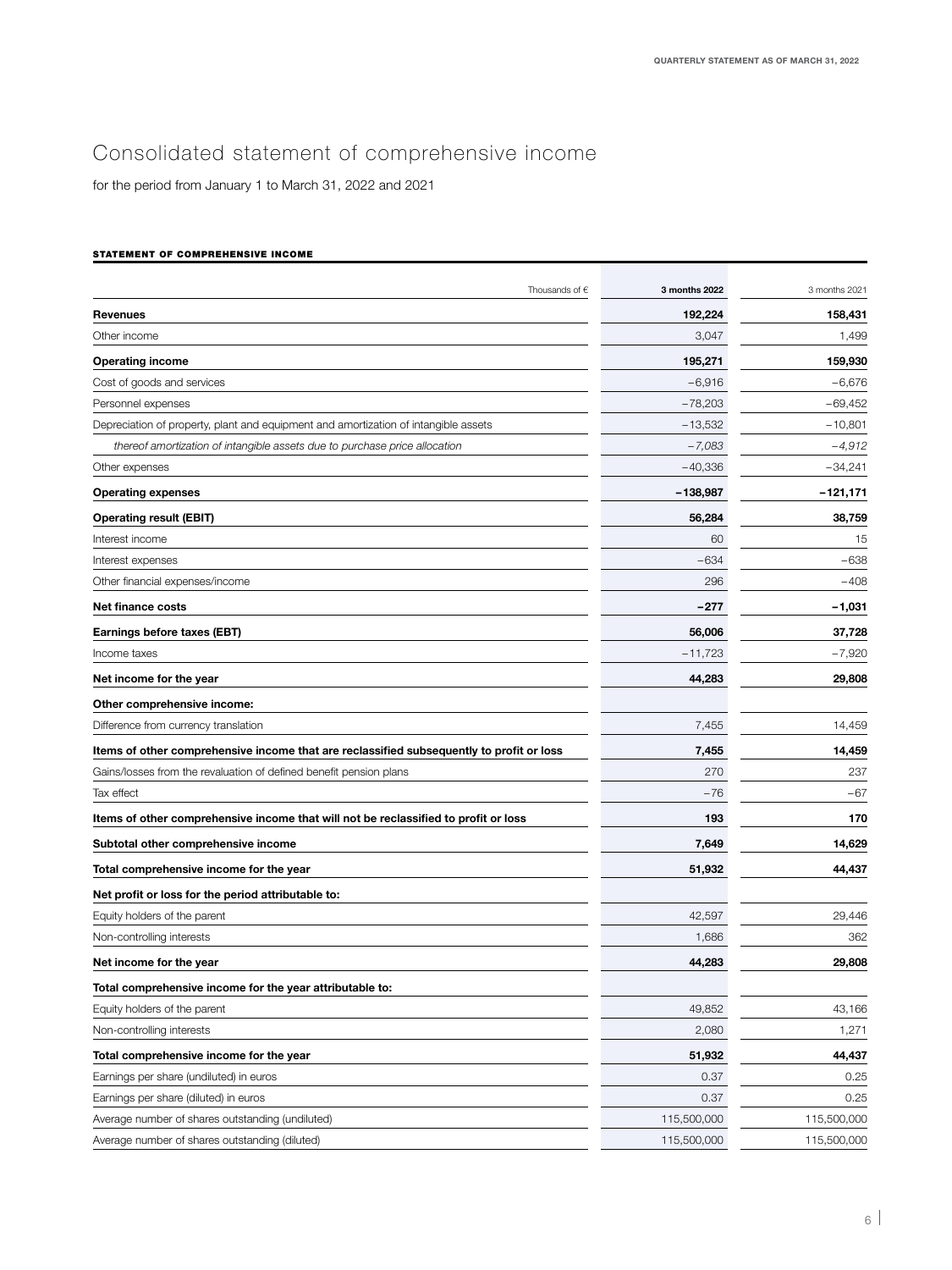# Consolidated statement of comprehensive income

for the period from January 1 to March 31, 2022 and 2021

**STATEMENT OF COMPREHENSIVE INCOME**

| Thousands of € | **3 months 2022** | 3 months 2021 |
|---|---|---|
| **Revenues** | **192,224** | **158,431** |
| Other income | 3,047 | 1,499 |
| **Operating income** | **195,271** | **159,930** |
| Cost of goods and services | −6,916 | −6,676 |
| Personnel expenses | −78,203 | −69,452 |
| Depreciation of property, plant and equipment and amortization of intangible assets | −13,532 | −10,801 |
| *thereof amortization of intangible assets due to purchase price allocation* | *−7,083* | *−4,912* |
| Other expenses | −40,336 | −34,241 |
| **Operating expenses** | **−138,987** | **−121,171** |
| **Operating result (EBIT)** | **56,284** | **38,759** |
| Interest income | 60 | 15 |
| Interest expenses | −634 | −638 |
| Other financial expenses/income | 296 | −408 |
| **Net finance costs** | **−277** | **−1,031** |
| **Earnings before taxes (EBT)** | **56,006** | **37,728** |
| Income taxes | −11,723 | −7,920 |
| **Net income for the year** | **44,283** | **29,808** |
| **Other comprehensive income:** | | |
| Difference from currency translation | 7,455 | 14,459 |
| **Items of other comprehensive income that are reclassified subsequently to profit or loss** | **7,455** | **14,459** |
| Gains/losses from the revaluation of defined benefit pension plans | 270 | 237 |
| Tax effect | −76 | −67 |
| **Items of other comprehensive income that will not be reclassified to profit or loss** | **193** | **170** |
| **Subtotal other comprehensive income** | **7,649** | **14,629** |
| **Total comprehensive income for the year** | **51,932** | **44,437** |
| **Net profit or loss for the period attributable to:** | | |
| Equity holders of the parent | 42,597 | 29,446 |
| Non-controlling interests | 1,686 | 362 |
| **Net income for the year** | **44,283** | **29,808** |
| **Total comprehensive income for the year attributable to:** | | |
| Equity holders of the parent | 49,852 | 43,166 |
| Non-controlling interests | 2,080 | 1,271 |
| **Total comprehensive income for the year** | **51,932** | **44,437** |
| Earnings per share (undiluted) in euros | 0.37 | 0.25 |
| Earnings per share (diluted) in euros | 0.37 | 0.25 |
| Average number of shares outstanding (undiluted) | 115,500,000 | 115,500,000 |
| Average number of shares outstanding (diluted) | 115,500,000 | 115,500,000 |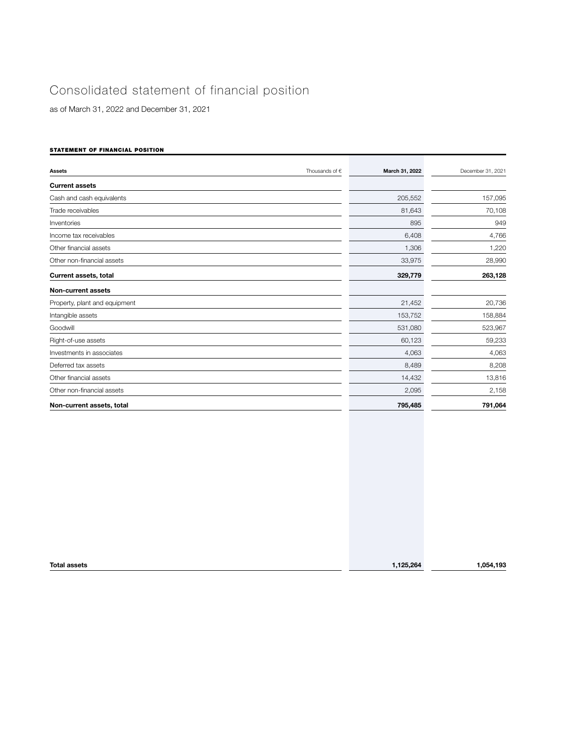# Consolidated statement of financial position

as of March 31, 2022 and December 31, 2021

**STATEMENT OF FINANCIAL POSITION**

| Assets | Thousands of € | March 31, 2022 | December 31, 2021 |
|---|---|---|---|
| **Current assets** | | | |
| Cash and cash equivalents | | 205,552 | 157,095 |
| Trade receivables | | 81,643 | 70,108 |
| Inventories | | 895 | 949 |
| Income tax receivables | | 6,408 | 4,766 |
| Other financial assets | | 1,306 | 1,220 |
| Other non-financial assets | | 33,975 | 28,990 |
| **Current assets, total** | | **329,779** | **263,128** |
| **Non-current assets** | | | |
| Property, plant and equipment | | 21,452 | 20,736 |
| Intangible assets | | 153,752 | 158,884 |
| Goodwill | | 531,080 | 523,967 |
| Right-of-use assets | | 60,123 | 59,233 |
| Investments in associates | | 4,063 | 4,063 |
| Deferred tax assets | | 8,489 | 8,208 |
| Other financial assets | | 14,432 | 13,816 |
| Other non-financial assets | | 2,095 | 2,158 |
| **Non-current assets, total** | | **795,485** | **791,064** |
| **Total assets** | | **1,125,264** | **1,054,193** |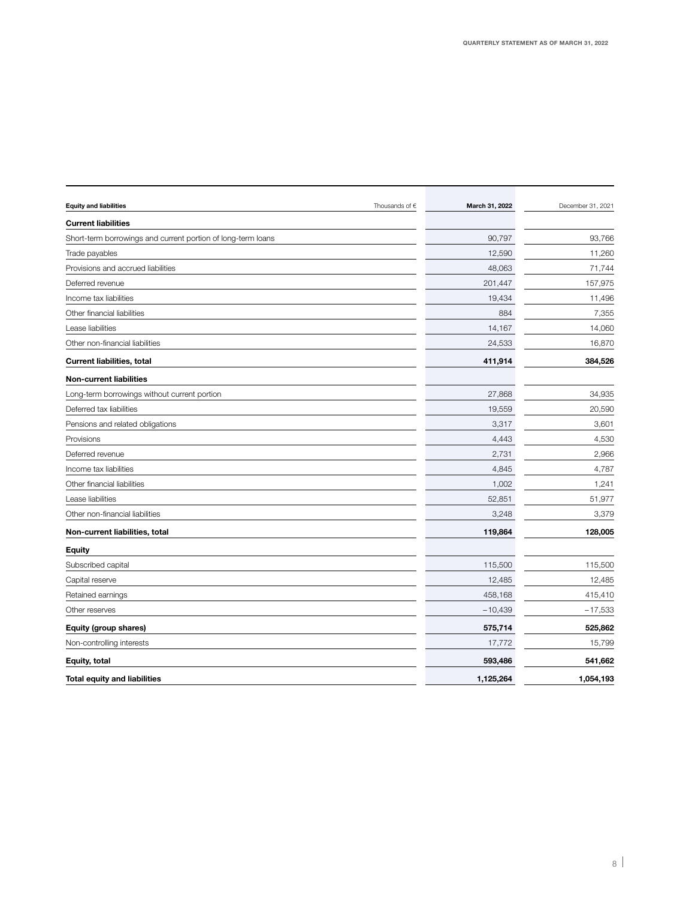| Equity and liabilities | Thousands of € | March 31, 2022 | December 31, 2021 |
|---|---|---|---|
| **Current liabilities** | | | |
| Short-term borrowings and current portion of long-term loans | | 90,797 | 93,766 |
| Trade payables | | 12,590 | 11,260 |
| Provisions and accrued liabilities | | 48,063 | 71,744 |
| Deferred revenue | | 201,447 | 157,975 |
| Income tax liabilities | | 19,434 | 11,496 |
| Other financial liabilities | | 884 | 7,355 |
| Lease liabilities | | 14,167 | 14,060 |
| Other non-financial liabilities | | 24,533 | 16,870 |
| **Current liabilities, total** | | **411,914** | **384,526** |
| **Non-current liabilities** | | | |
| Long-term borrowings without current portion | | 27,868 | 34,935 |
| Deferred tax liabilities | | 19,559 | 20,590 |
| Pensions and related obligations | | 3,317 | 3,601 |
| Provisions | | 4,443 | 4,530 |
| Deferred revenue | | 2,731 | 2,966 |
| Income tax liabilities | | 4,845 | 4,787 |
| Other financial liabilities | | 1,002 | 1,241 |
| Lease liabilities | | 52,851 | 51,977 |
| Other non-financial liabilities | | 3,248 | 3,379 |
| **Non-current liabilities, total** | | **119,864** | **128,005** |
| **Equity** | | | |
| Subscribed capital | | 115,500 | 115,500 |
| Capital reserve | | 12,485 | 12,485 |
| Retained earnings | | 458,168 | 415,410 |
| Other reserves | | −10,439 | −17,533 |
| **Equity (group shares)** | | **575,714** | **525,862** |
| Non-controlling interests | | 17,772 | 15,799 |
| **Equity, total** | | **593,486** | **541,662** |
| **Total equity and liabilities** | | **1,125,264** | **1,054,193** |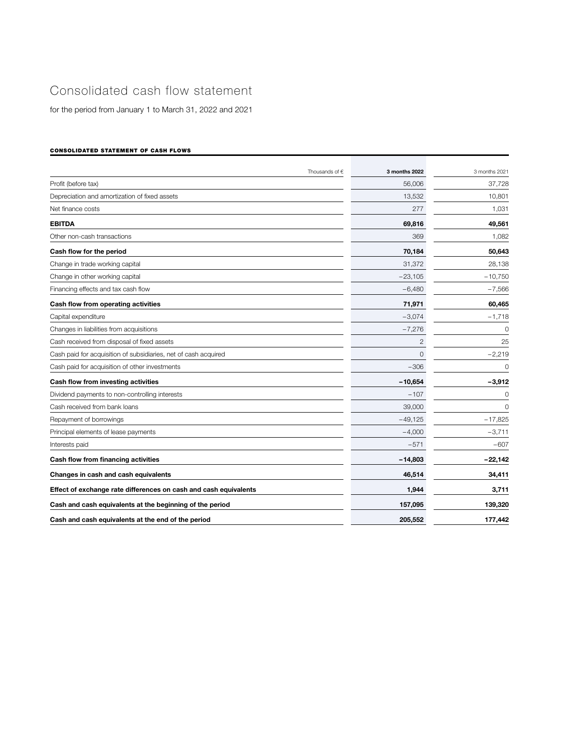# Consolidated cash flow statement

for the period from January 1 to March 31, 2022 and 2021

**CONSOLIDATED STATEMENT OF CASH FLOWS**

| Thousands of € | 3 months 2022 | 3 months 2021 |
|---|---|---|
| Profit (before tax) | 56,006 | 37,728 |
| Depreciation and amortization of fixed assets | 13,532 | 10,801 |
| Net finance costs | 277 | 1,031 |
| **EBITDA** | **69,816** | **49,561** |
| Other non-cash transactions | 369 | 1,082 |
| **Cash flow for the period** | **70,184** | **50,643** |
| Change in trade working capital | 31,372 | 28,138 |
| Change in other working capital | −23,105 | −10,750 |
| Financing effects and tax cash flow | −6,480 | −7,566 |
| **Cash flow from operating activities** | **71,971** | **60,465** |
| Capital expenditure | −3,074 | −1,718 |
| Changes in liabilities from acquisitions | −7,276 | 0 |
| Cash received from disposal of fixed assets | 2 | 25 |
| Cash paid for acquisition of subsidiaries, net of cash acquired | 0 | −2,219 |
| Cash paid for acquisition of other investments | −306 | 0 |
| **Cash flow from investing activities** | **−10,654** | **−3,912** |
| Dividend payments to non-controlling interests | −107 | 0 |
| Cash received from bank loans | 39,000 | 0 |
| Repayment of borrowings | −49,125 | −17,825 |
| Principal elements of lease payments | −4,000 | −3,711 |
| Interests paid | −571 | −607 |
| **Cash flow from financing activities** | **−14,803** | **−22,142** |
| **Changes in cash and cash equivalents** | **46,514** | **34,411** |
| **Effect of exchange rate differences on cash and cash equivalents** | **1,944** | **3,711** |
| **Cash and cash equivalents at the beginning of the period** | **157,095** | **139,320** |
| **Cash and cash equivalents at the end of the period** | **205,552** | **177,442** |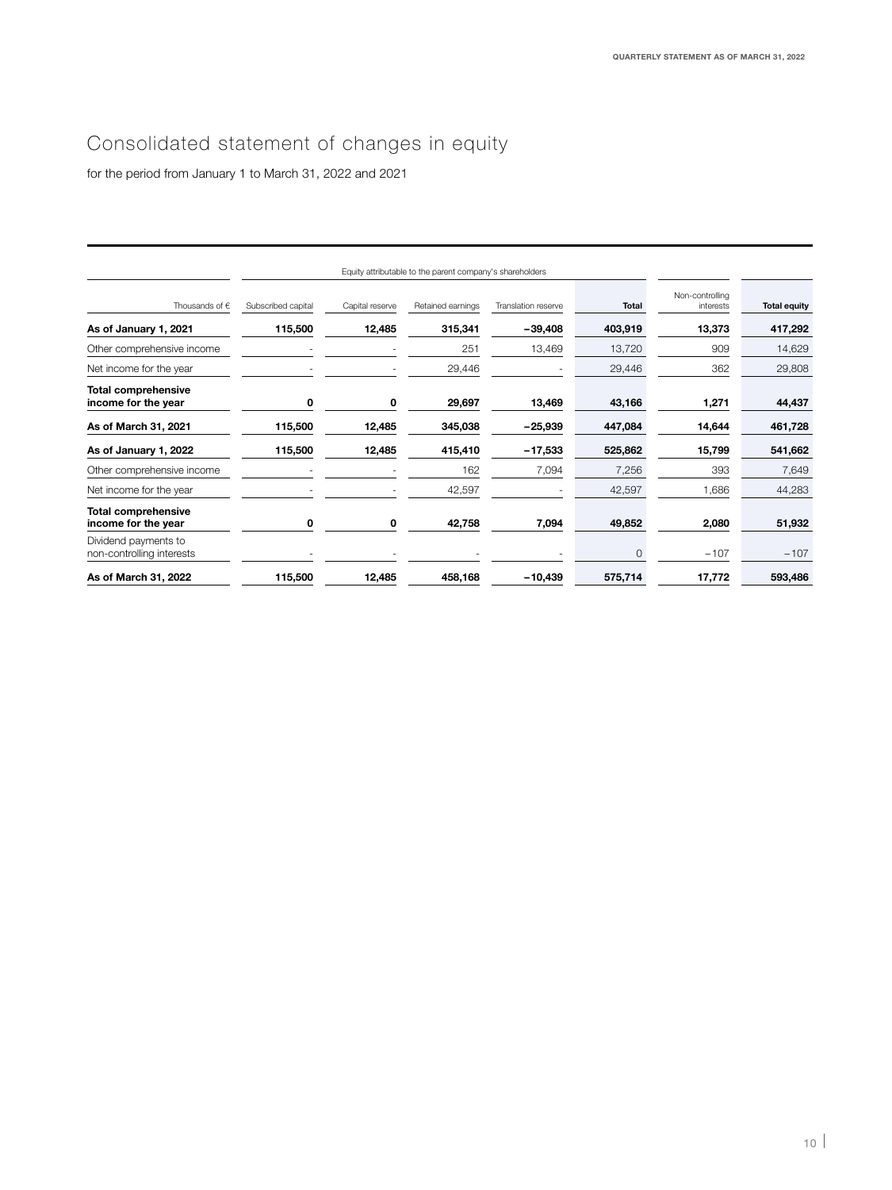# Consolidated statement of changes in equity

for the period from January 1 to March 31, 2022 and 2021

| | Equity attributable to the parent company's shareholders | | | | | | |
|---|---|---|---|---|---|---|---|
| Thousands of € | Subscribed capital | Capital reserve | Retained earnings | Translation reserve | **Total** | Non-controlling interests | **Total equity** |
| **As of January 1, 2021** | **115,500** | **12,485** | **315,341** | **−39,408** | **403,919** | **13,373** | **417,292** |
| Other comprehensive income | - | - | 251 | 13,469 | 13,720 | 909 | 14,629 |
| Net income for the year | - | - | 29,446 | - | 29,446 | 362 | 29,808 |
| **Total comprehensive income for the year** | **0** | **0** | **29,697** | **13,469** | **43,166** | **1,271** | **44,437** |
| **As of March 31, 2021** | **115,500** | **12,485** | **345,038** | **−25,939** | **447,084** | **14,644** | **461,728** |
| **As of January 1, 2022** | **115,500** | **12,485** | **415,410** | **−17,533** | **525,862** | **15,799** | **541,662** |
| Other comprehensive income | - | - | 162 | 7,094 | 7,256 | 393 | 7,649 |
| Net income for the year | - | - | 42,597 | - | 42,597 | 1,686 | 44,283 |
| **Total comprehensive income for the year** | **0** | **0** | **42,758** | **7,094** | **49,852** | **2,080** | **51,932** |
| Dividend payments to non-controlling interests | - | - | - | - | 0 | −107 | −107 |
| **As of March 31, 2022** | **115,500** | **12,485** | **458,168** | **−10,439** | **575,714** | **17,772** | **593,486** |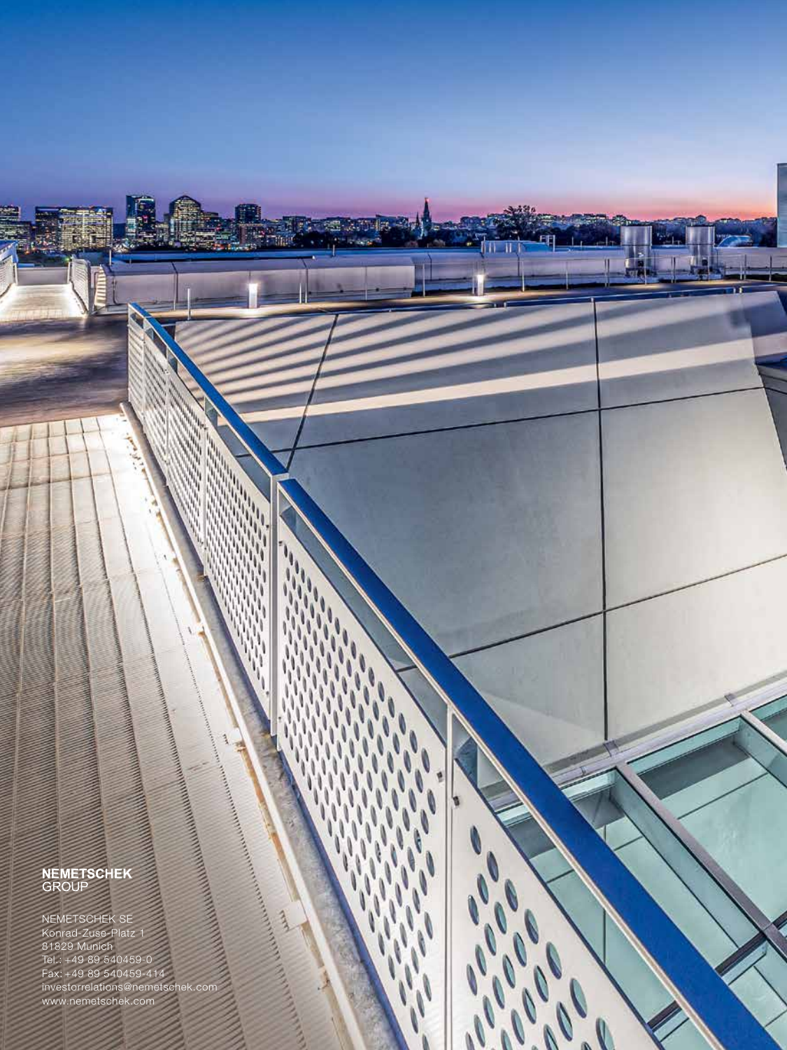**NEMETSCHEK**
GROUP

NEMETSCHEK SE
Konrad-Zuse-Platz 1
81829 Munich
Tel.: +49 89 540459-0
Fax: +49 89 540459-414
investorrelations@nemetschek.com
www.nemetschek.com